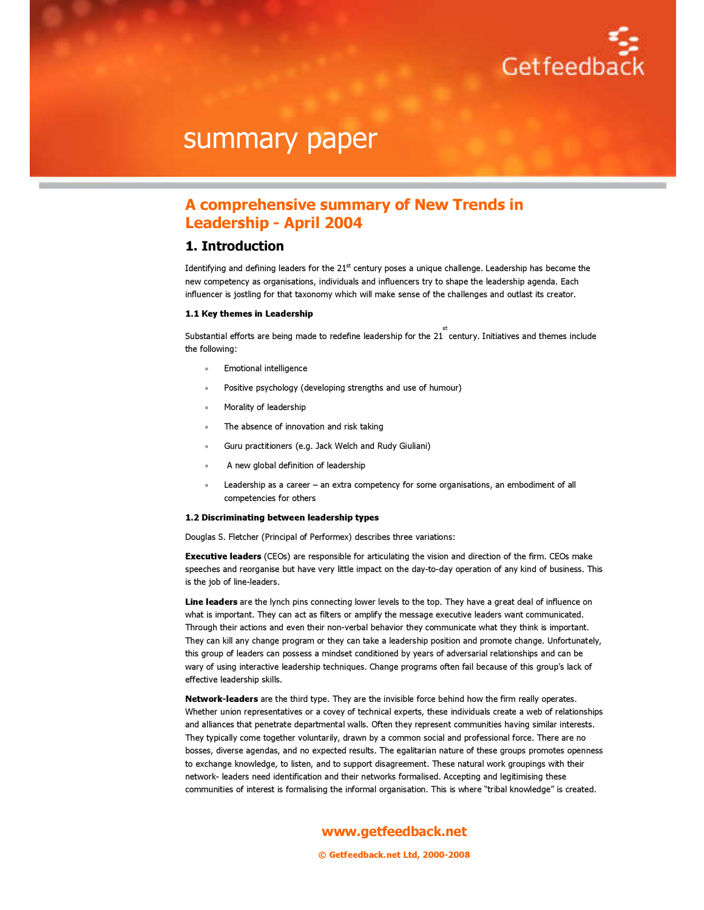summary paper

# A comprehensive summary of New Trends in Leadership - April 2004

## 1. Introduction

Identifying and defining leaders for the 21st century poses a unique challenge. Leadership has become the new competency as organisations, individuals and influencers try to shape the leadership agenda. Each influencer is jostling for that taxonomy which will make sense of the challenges and outlast its creator.

### 1.1 Key themes in Leadership

Substantial efforts are being made to redefine leadership for the 21st century. Initiatives and themes include the following:

- Emotional intelligence
- Positive psychology (developing strengths and use of humour)
- Morality of leadership
- The absence of innovation and risk taking
- Guru practitioners (e.g. Jack Welch and Rudy Giuliani)
- A new global definition of leadership
- Leadership as a career – an extra competency for some organisations, an embodiment of all competencies for others

### 1.2 Discriminating between leadership types

Douglas S. Fletcher (Principal of Performex) describes three variations:

**Executive leaders** (CEOs) are responsible for articulating the vision and direction of the firm. CEOs make speeches and reorganise but have very little impact on the day-to-day operation of any kind of business. This is the job of line-leaders.

**Line leaders** are the lynch pins connecting lower levels to the top. They have a great deal of influence on what is important. They can act as filters or amplify the message executive leaders want communicated. Through their actions and even their non-verbal behavior they communicate what they think is important. They can kill any change program or they can take a leadership position and promote change. Unfortunately, this group of leaders can possess a mindset conditioned by years of adversarial relationships and can be wary of using interactive leadership techniques. Change programs often fail because of this group's lack of effective leadership skills.

**Network-leaders** are the third type. They are the invisible force behind how the firm really operates. Whether union representatives or a covey of technical experts, these individuals create a web of relationships and alliances that penetrate departmental walls. Often they represent communities having similar interests. They typically come together voluntarily, drawn by a common social and professional force. There are no bosses, diverse agendas, and no expected results. The egalitarian nature of these groups promotes openness to exchange knowledge, to listen, and to support disagreement. These natural work groupings with their network- leaders need identification and their networks formalised. Accepting and legitimising these communities of interest is formalising the informal organisation. This is where "tribal knowledge" is created.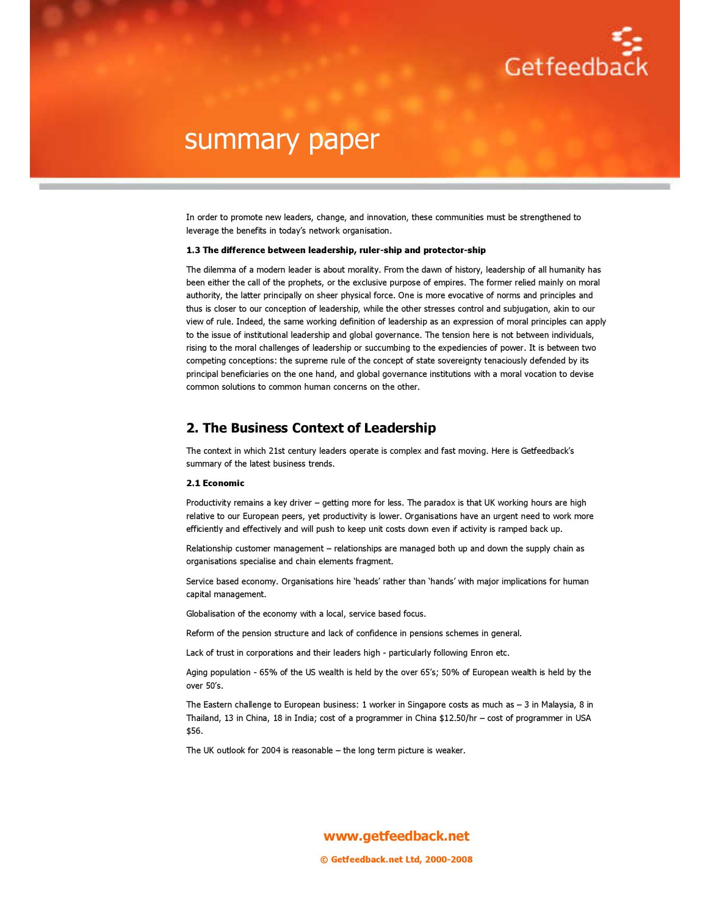In order to promote new leaders, change, and innovation, these communities must be strengthened to leverage the benefits in today's network organisation.

**1.3 The difference between leadership, ruler-ship and protector-ship**

The dilemma of a modern leader is about morality. From the dawn of history, leadership of all humanity has been either the call of the prophets, or the exclusive purpose of empires. The former relied mainly on moral authority, the latter principally on sheer physical force. One is more evocative of norms and principles and thus is closer to our conception of leadership, while the other stresses control and subjugation, akin to our view of rule. Indeed, the same working definition of leadership as an expression of moral principles can apply to the issue of institutional leadership and global governance. The tension here is not between individuals, rising to the moral challenges of leadership or succumbing to the expediencies of power. It is between two competing conceptions: the supreme rule of the concept of state sovereignty tenaciously defended by its principal beneficiaries on the one hand, and global governance institutions with a moral vocation to devise common solutions to common human concerns on the other.

## 2. The Business Context of Leadership

The context in which 21st century leaders operate is complex and fast moving. Here is Getfeedback's summary of the latest business trends.

**2.1 Economic**

Productivity remains a key driver – getting more for less. The paradox is that UK working hours are high relative to our European peers, yet productivity is lower. Organisations have an urgent need to work more efficiently and effectively and will push to keep unit costs down even if activity is ramped back up.

Relationship customer management – relationships are managed both up and down the supply chain as organisations specialise and chain elements fragment.

Service based economy. Organisations hire 'heads' rather than 'hands' with major implications for human capital management.

Globalisation of the economy with a local, service based focus.

Reform of the pension structure and lack of confidence in pensions schemes in general.

Lack of trust in corporations and their leaders high - particularly following Enron etc.

Aging population - 65% of the US wealth is held by the over 65's; 50% of European wealth is held by the over 50's.

The Eastern challenge to European business: 1 worker in Singapore costs as much as – 3 in Malaysia, 8 in Thailand, 13 in China, 18 in India; cost of a programmer in China $12.50/hr – cost of programmer in USA $56.

The UK outlook for 2004 is reasonable – the long term picture is weaker.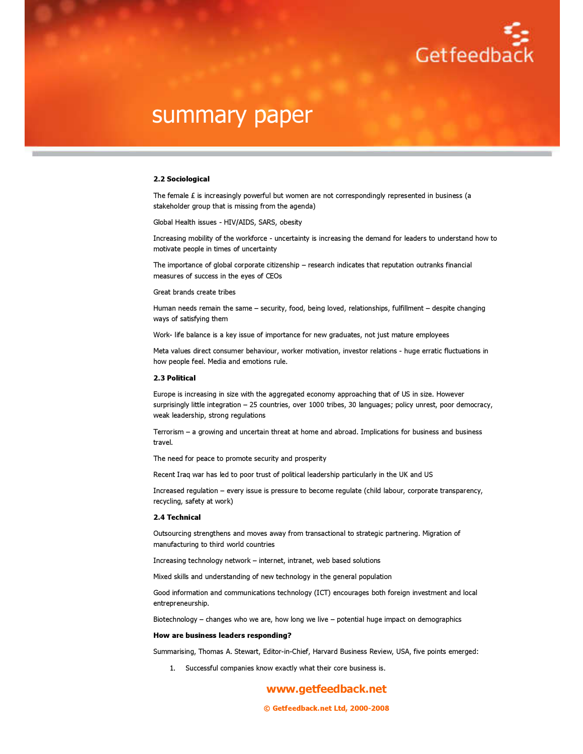**2.2 Sociological**

The female £ is increasingly powerful but women are not correspondingly represented in business (a stakeholder group that is missing from the agenda)

Global Health issues - HIV/AIDS, SARS, obesity

Increasing mobility of the workforce - uncertainty is increasing the demand for leaders to understand how to motivate people in times of uncertainty

The importance of global corporate citizenship – research indicates that reputation outranks financial measures of success in the eyes of CEOs

Great brands create tribes

Human needs remain the same – security, food, being loved, relationships, fulfillment – despite changing ways of satisfying them

Work- life balance is a key issue of importance for new graduates, not just mature employees

Meta values direct consumer behaviour, worker motivation, investor relations - huge erratic fluctuations in how people feel. Media and emotions rule.

**2.3 Political**

Europe is increasing in size with the aggregated economy approaching that of US in size. However surprisingly little integration – 25 countries, over 1000 tribes, 30 languages; policy unrest, poor democracy, weak leadership, strong regulations

Terrorism – a growing and uncertain threat at home and abroad. Implications for business and business travel.

The need for peace to promote security and prosperity

Recent Iraq war has led to poor trust of political leadership particularly in the UK and US

Increased regulation – every issue is pressure to become regulate (child labour, corporate transparency, recycling, safety at work)

**2.4 Technical**

Outsourcing strengthens and moves away from transactional to strategic partnering. Migration of manufacturing to third world countries

Increasing technology network – internet, intranet, web based solutions

Mixed skills and understanding of new technology in the general population

Good information and communications technology (ICT) encourages both foreign investment and local entrepreneurship.

Biotechnology – changes who we are, how long we live – potential huge impact on demographics

**How are business leaders responding?**

Summarising, Thomas A. Stewart, Editor-in-Chief, Harvard Business Review, USA, five points emerged:

1. Successful companies know exactly what their core business is.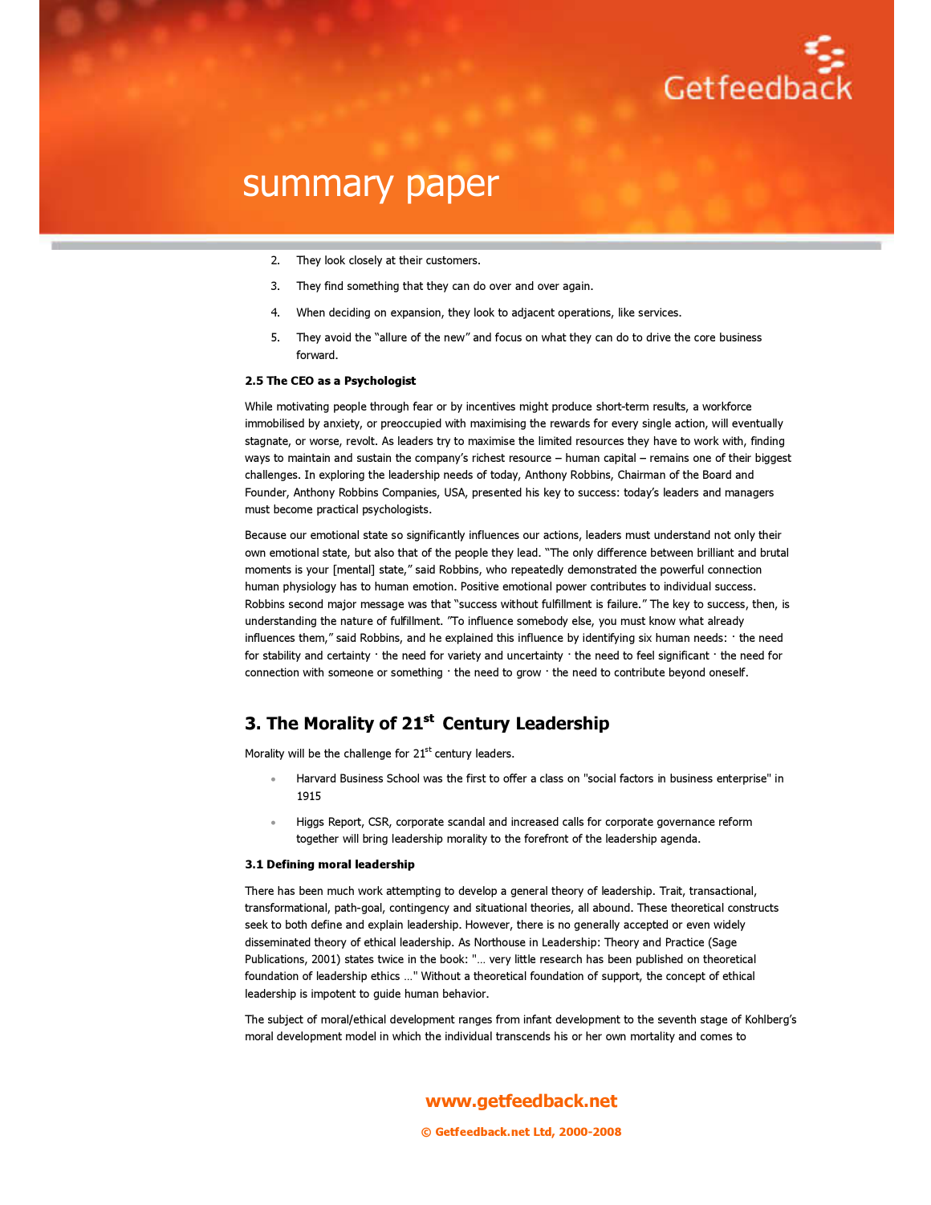2. They look closely at their customers.
3. They find something that they can do over and over again.
4. When deciding on expansion, they look to adjacent operations, like services.
5. They avoid the "allure of the new" and focus on what they can do to drive the core business forward.

**2.5 The CEO as a Psychologist**

While motivating people through fear or by incentives might produce short-term results, a workforce immobilised by anxiety, or preoccupied with maximising the rewards for every single action, will eventually stagnate, or worse, revolt. As leaders try to maximise the limited resources they have to work with, finding ways to maintain and sustain the company's richest resource – human capital – remains one of their biggest challenges. In exploring the leadership needs of today, Anthony Robbins, Chairman of the Board and Founder, Anthony Robbins Companies, USA, presented his key to success: today's leaders and managers must become practical psychologists.

Because our emotional state so significantly influences our actions, leaders must understand not only their own emotional state, but also that of the people they lead. "The only difference between brilliant and brutal moments is your [mental] state," said Robbins, who repeatedly demonstrated the powerful connection human physiology has to human emotion. Positive emotional power contributes to individual success. Robbins second major message was that "success without fulfillment is failure." The key to success, then, is understanding the nature of fulfillment. "To influence somebody else, you must know what already influences them," said Robbins, and he explained this influence by identifying six human needs: · the need for stability and certainty · the need for variety and uncertainty · the need to feel significant · the need for connection with someone or something · the need to grow · the need to contribute beyond oneself.

## 3. The Morality of 21st Century Leadership

Morality will be the challenge for 21st century leaders.

- Harvard Business School was the first to offer a class on "social factors in business enterprise" in 1915
- Higgs Report, CSR, corporate scandal and increased calls for corporate governance reform together will bring leadership morality to the forefront of the leadership agenda.

**3.1 Defining moral leadership**

There has been much work attempting to develop a general theory of leadership. Trait, transactional, transformational, path-goal, contingency and situational theories, all abound. These theoretical constructs seek to both define and explain leadership. However, there is no generally accepted or even widely disseminated theory of ethical leadership. As Northouse in Leadership: Theory and Practice (Sage Publications, 2001) states twice in the book: "… very little research has been published on theoretical foundation of leadership ethics …" Without a theoretical foundation of support, the concept of ethical leadership is impotent to guide human behavior.

The subject of moral/ethical development ranges from infant development to the seventh stage of Kohlberg's moral development model in which the individual transcends his or her own mortality and comes to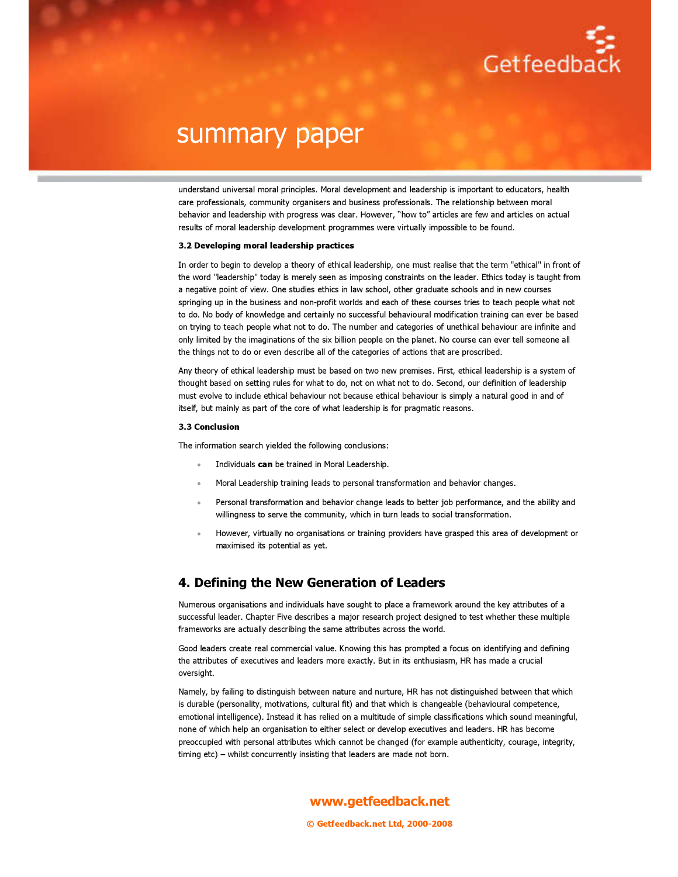understand universal moral principles. Moral development and leadership is important to educators, health care professionals, community organisers and business professionals. The relationship between moral behavior and leadership with progress was clear. However, "how to" articles are few and articles on actual results of moral leadership development programmes were virtually impossible to be found.

### 3.2 Developing moral leadership practices

In order to begin to develop a theory of ethical leadership, one must realise that the term "ethical" in front of the word "leadership" today is merely seen as imposing constraints on the leader. Ethics today is taught from a negative point of view. One studies ethics in law school, other graduate schools and in new courses springing up in the business and non-profit worlds and each of these courses tries to teach people what not to do. No body of knowledge and certainly no successful behavioural modification training can ever be based on trying to teach people what not to do. The number and categories of unethical behaviour are infinite and only limited by the imaginations of the six billion people on the planet. No course can ever tell someone all the things not to do or even describe all of the categories of actions that are proscribed.

Any theory of ethical leadership must be based on two new premises. First, ethical leadership is a system of thought based on setting rules for what to do, not on what not to do. Second, our definition of leadership must evolve to include ethical behaviour not because ethical behaviour is simply a natural good in and of itself, but mainly as part of the core of what leadership is for pragmatic reasons.

### 3.3 Conclusion

The information search yielded the following conclusions:

- Individuals **can** be trained in Moral Leadership.
- Moral Leadership training leads to personal transformation and behavior changes.
- Personal transformation and behavior change leads to better job performance, and the ability and willingness to serve the community, which in turn leads to social transformation.
- However, virtually no organisations or training providers have grasped this area of development or maximised its potential as yet.

## 4. Defining the New Generation of Leaders

Numerous organisations and individuals have sought to place a framework around the key attributes of a successful leader. Chapter Five describes a major research project designed to test whether these multiple frameworks are actually describing the same attributes across the world.

Good leaders create real commercial value. Knowing this has prompted a focus on identifying and defining the attributes of executives and leaders more exactly. But in its enthusiasm, HR has made a crucial oversight.

Namely, by failing to distinguish between nature and nurture, HR has not distinguished between that which is durable (personality, motivations, cultural fit) and that which is changeable (behavioural competence, emotional intelligence). Instead it has relied on a multitude of simple classifications which sound meaningful, none of which help an organisation to either select or develop executives and leaders. HR has become preoccupied with personal attributes which cannot be changed (for example authenticity, courage, integrity, timing etc) – whilst concurrently insisting that leaders are made not born.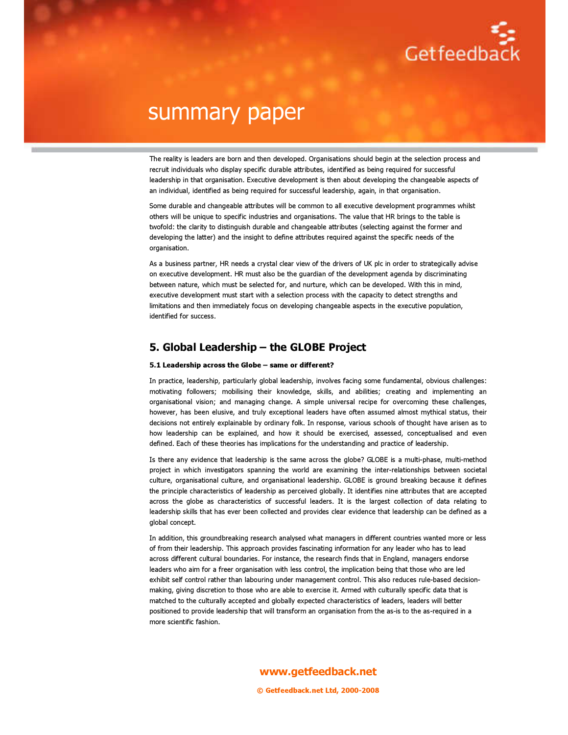The reality is leaders are born and then developed. Organisations should begin at the selection process and recruit individuals who display specific durable attributes, identified as being required for successful leadership in that organisation. Executive development is then about developing the changeable aspects of an individual, identified as being required for successful leadership, again, in that organisation.

Some durable and changeable attributes will be common to all executive development programmes whilst others will be unique to specific industries and organisations. The value that HR brings to the table is twofold: the clarity to distinguish durable and changeable attributes (selecting against the former and developing the latter) and the insight to define attributes required against the specific needs of the organisation.

As a business partner, HR needs a crystal clear view of the drivers of UK plc in order to strategically advise on executive development. HR must also be the guardian of the development agenda by discriminating between nature, which must be selected for, and nurture, which can be developed. With this in mind, executive development must start with a selection process with the capacity to detect strengths and limitations and then immediately focus on developing changeable aspects in the executive population, identified for success.

## 5. Global Leadership – the GLOBE Project

### 5.1 Leadership across the Globe – same or different?

In practice, leadership, particularly global leadership, involves facing some fundamental, obvious challenges: motivating followers; mobilising their knowledge, skills, and abilities; creating and implementing an organisational vision; and managing change. A simple universal recipe for overcoming these challenges, however, has been elusive, and truly exceptional leaders have often assumed almost mythical status, their decisions not entirely explainable by ordinary folk. In response, various schools of thought have arisen as to how leadership can be explained, and how it should be exercised, assessed, conceptualised and even defined. Each of these theories has implications for the understanding and practice of leadership.

Is there any evidence that leadership is the same across the globe? GLOBE is a multi-phase, multi-method project in which investigators spanning the world are examining the inter-relationships between societal culture, organisational culture, and organisational leadership. GLOBE is ground breaking because it defines the principle characteristics of leadership as perceived globally. It identifies nine attributes that are accepted across the globe as characteristics of successful leaders. It is the largest collection of data relating to leadership skills that has ever been collected and provides clear evidence that leadership can be defined as a global concept.

In addition, this groundbreaking research analysed what managers in different countries wanted more or less of from their leadership. This approach provides fascinating information for any leader who has to lead across different cultural boundaries. For instance, the research finds that in England, managers endorse leaders who aim for a freer organisation with less control, the implication being that those who are led exhibit self control rather than labouring under management control. This also reduces rule-based decision-making, giving discretion to those who are able to exercise it. Armed with culturally specific data that is matched to the culturally accepted and globally expected characteristics of leaders, leaders will better positioned to provide leadership that will transform an organisation from the as-is to the as-required in a more scientific fashion.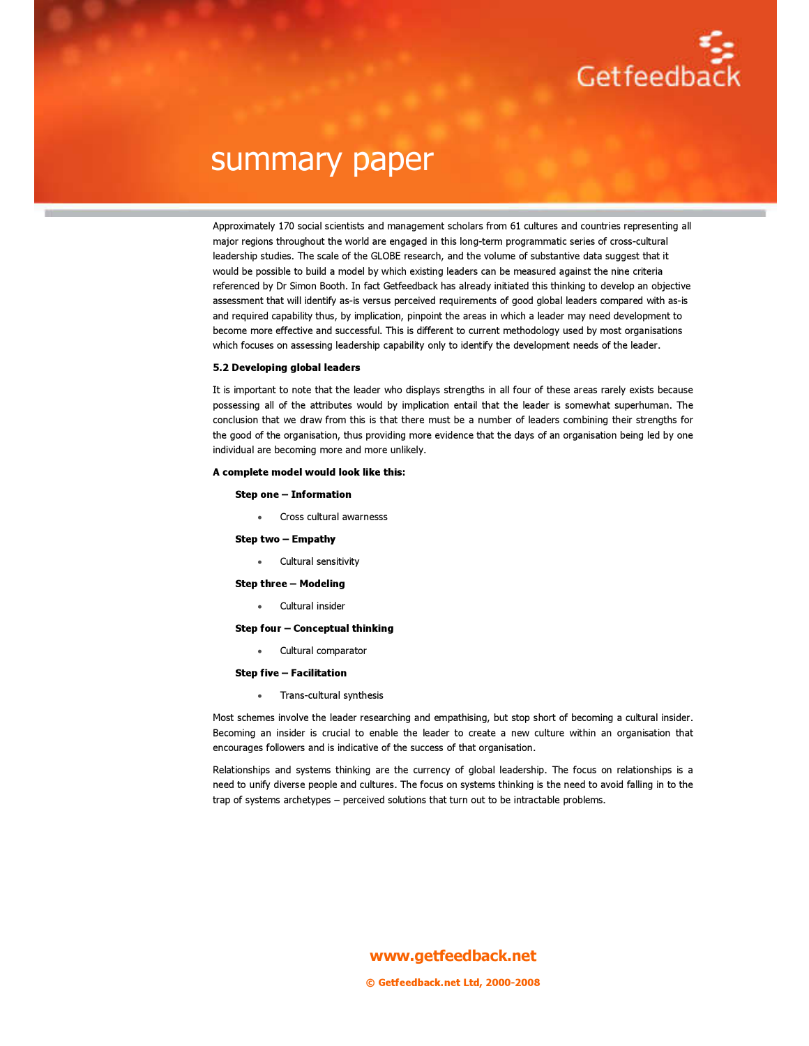Approximately 170 social scientists and management scholars from 61 cultures and countries representing all major regions throughout the world are engaged in this long-term programmatic series of cross-cultural leadership studies. The scale of the GLOBE research, and the volume of substantive data suggest that it would be possible to build a model by which existing leaders can be measured against the nine criteria referenced by Dr Simon Booth. In fact Getfeedback has already initiated this thinking to develop an objective assessment that will identify as-is versus perceived requirements of good global leaders compared with as-is and required capability thus, by implication, pinpoint the areas in which a leader may need development to become more effective and successful. This is different to current methodology used by most organisations which focuses on assessing leadership capability only to identify the development needs of the leader.

**5.2 Developing global leaders**

It is important to note that the leader who displays strengths in all four of these areas rarely exists because possessing all of the attributes would by implication entail that the leader is somewhat superhuman. The conclusion that we draw from this is that there must be a number of leaders combining their strengths for the good of the organisation, thus providing more evidence that the days of an organisation being led by one individual are becoming more and more unlikely.

**A complete model would look like this:**

**Step one – Information**

- Cross cultural awarnesss

**Step two – Empathy**

- Cultural sensitivity

**Step three – Modeling**

- Cultural insider

**Step four – Conceptual thinking**

- Cultural comparator

**Step five – Facilitation**

- Trans-cultural synthesis

Most schemes involve the leader researching and empathising, but stop short of becoming a cultural insider. Becoming an insider is crucial to enable the leader to create a new culture within an organisation that encourages followers and is indicative of the success of that organisation.

Relationships and systems thinking are the currency of global leadership. The focus on relationships is a need to unify diverse people and cultures. The focus on systems thinking is the need to avoid falling in to the trap of systems archetypes – perceived solutions that turn out to be intractable problems.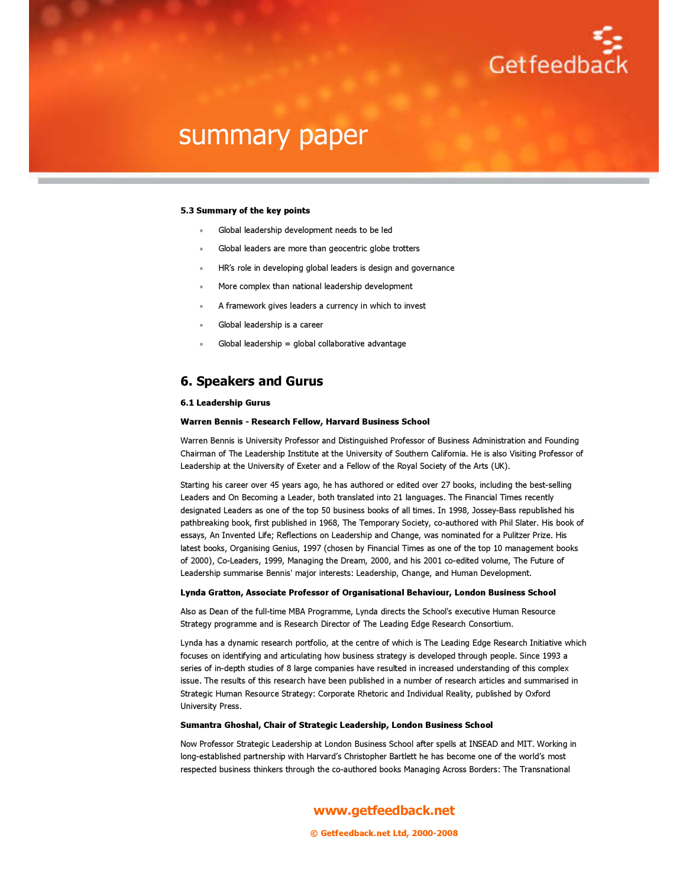**5.3 Summary of the key points**

- Global leadership development needs to be led
- Global leaders are more than geocentric globe trotters
- HR's role in developing global leaders is design and governance
- More complex than national leadership development
- A framework gives leaders a currency in which to invest
- Global leadership is a career
- Global leadership = global collaborative advantage

## 6. Speakers and Gurus

**6.1 Leadership Gurus**

**Warren Bennis - Research Fellow, Harvard Business School**

Warren Bennis is University Professor and Distinguished Professor of Business Administration and Founding Chairman of The Leadership Institute at the University of Southern California. He is also Visiting Professor of Leadership at the University of Exeter and a Fellow of the Royal Society of the Arts (UK).

Starting his career over 45 years ago, he has authored or edited over 27 books, including the best-selling Leaders and On Becoming a Leader, both translated into 21 languages. The Financial Times recently designated Leaders as one of the top 50 business books of all times. In 1998, Jossey-Bass republished his pathbreaking book, first published in 1968, The Temporary Society, co-authored with Phil Slater. His book of essays, An Invented Life; Reflections on Leadership and Change, was nominated for a Pulitzer Prize. His latest books, Organising Genius, 1997 (chosen by Financial Times as one of the top 10 management books of 2000), Co-Leaders, 1999, Managing the Dream, 2000, and his 2001 co-edited volume, The Future of Leadership summarise Bennis' major interests: Leadership, Change, and Human Development.

**Lynda Gratton, Associate Professor of Organisational Behaviour, London Business School**

Also as Dean of the full-time MBA Programme, Lynda directs the School's executive Human Resource Strategy programme and is Research Director of The Leading Edge Research Consortium.

Lynda has a dynamic research portfolio, at the centre of which is The Leading Edge Research Initiative which focuses on identifying and articulating how business strategy is developed through people. Since 1993 a series of in-depth studies of 8 large companies have resulted in increased understanding of this complex issue. The results of this research have been published in a number of research articles and summarised in Strategic Human Resource Strategy: Corporate Rhetoric and Individual Reality, published by Oxford University Press.

**Sumantra Ghoshal, Chair of Strategic Leadership, London Business School**

Now Professor Strategic Leadership at London Business School after spells at INSEAD and MIT. Working in long-established partnership with Harvard's Christopher Bartlett he has become one of the world's most respected business thinkers through the co-authored books Managing Across Borders: The Transnational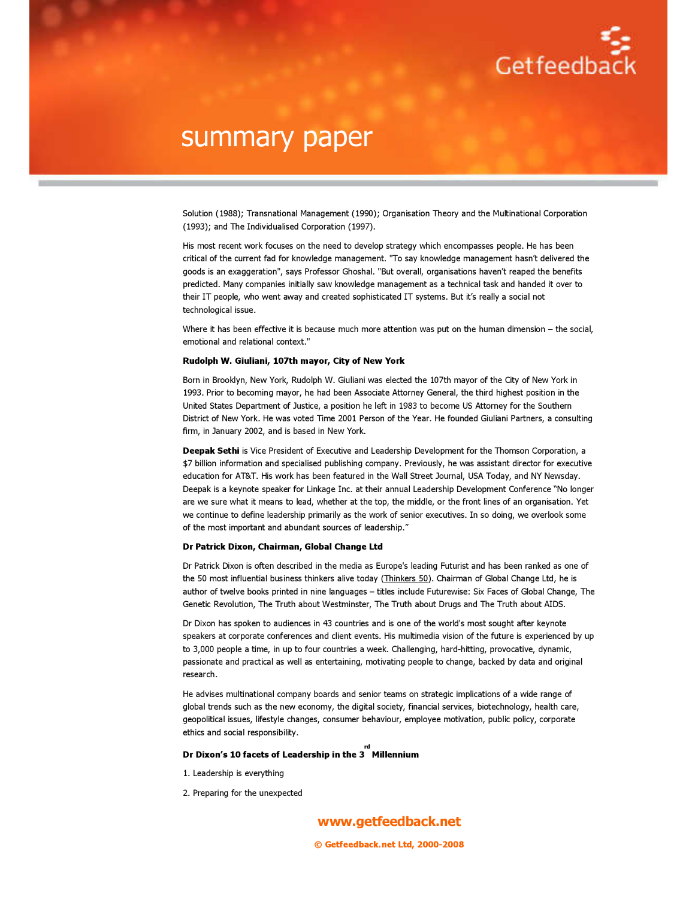Solution (1988); Transnational Management (1990); Organisation Theory and the Multinational Corporation (1993); and The Individualised Corporation (1997).

His most recent work focuses on the need to develop strategy which encompasses people. He has been critical of the current fad for knowledge management. "To say knowledge management hasn't delivered the goods is an exaggeration", says Professor Ghoshal. "But overall, organisations haven't reaped the benefits predicted. Many companies initially saw knowledge management as a technical task and handed it over to their IT people, who went away and created sophisticated IT systems. But it's really a social not technological issue.

Where it has been effective it is because much more attention was put on the human dimension – the social, emotional and relational context."

**Rudolph W. Giuliani, 107th mayor, City of New York**

Born in Brooklyn, New York, Rudolph W. Giuliani was elected the 107th mayor of the City of New York in 1993. Prior to becoming mayor, he had been Associate Attorney General, the third highest position in the United States Department of Justice, a position he left in 1983 to become US Attorney for the Southern District of New York. He was voted Time 2001 Person of the Year. He founded Giuliani Partners, a consulting firm, in January 2002, and is based in New York.

**Deepak Sethi** is Vice President of Executive and Leadership Development for the Thomson Corporation, a $7 billion information and specialised publishing company. Previously, he was assistant director for executive education for AT&T. His work has been featured in the Wall Street Journal, USA Today, and NY Newsday. Deepak is a keynote speaker for Linkage Inc. at their annual Leadership Development Conference "No longer are we sure what it means to lead, whether at the top, the middle, or the front lines of an organisation. Yet we continue to define leadership primarily as the work of senior executives. In so doing, we overlook some of the most important and abundant sources of leadership."

**Dr Patrick Dixon, Chairman, Global Change Ltd**

Dr Patrick Dixon is often described in the media as Europe's leading Futurist and has been ranked as one of the 50 most influential business thinkers alive today (Thinkers 50). Chairman of Global Change Ltd, he is author of twelve books printed in nine languages – titles include Futurewise: Six Faces of Global Change, The Genetic Revolution, The Truth about Westminster, The Truth about Drugs and The Truth about AIDS.

Dr Dixon has spoken to audiences in 43 countries and is one of the world's most sought after keynote speakers at corporate conferences and client events. His multimedia vision of the future is experienced by up to 3,000 people a time, in up to four countries a week. Challenging, hard-hitting, provocative, dynamic, passionate and practical as well as entertaining, motivating people to change, backed by data and original research.

He advises multinational company boards and senior teams on strategic implications of a wide range of global trends such as the new economy, the digital society, financial services, biotechnology, health care, geopolitical issues, lifestyle changes, consumer behaviour, employee motivation, public policy, corporate ethics and social responsibility.

**Dr Dixon's 10 facets of Leadership in the 3rd Millennium**

1. Leadership is everything

2. Preparing for the unexpected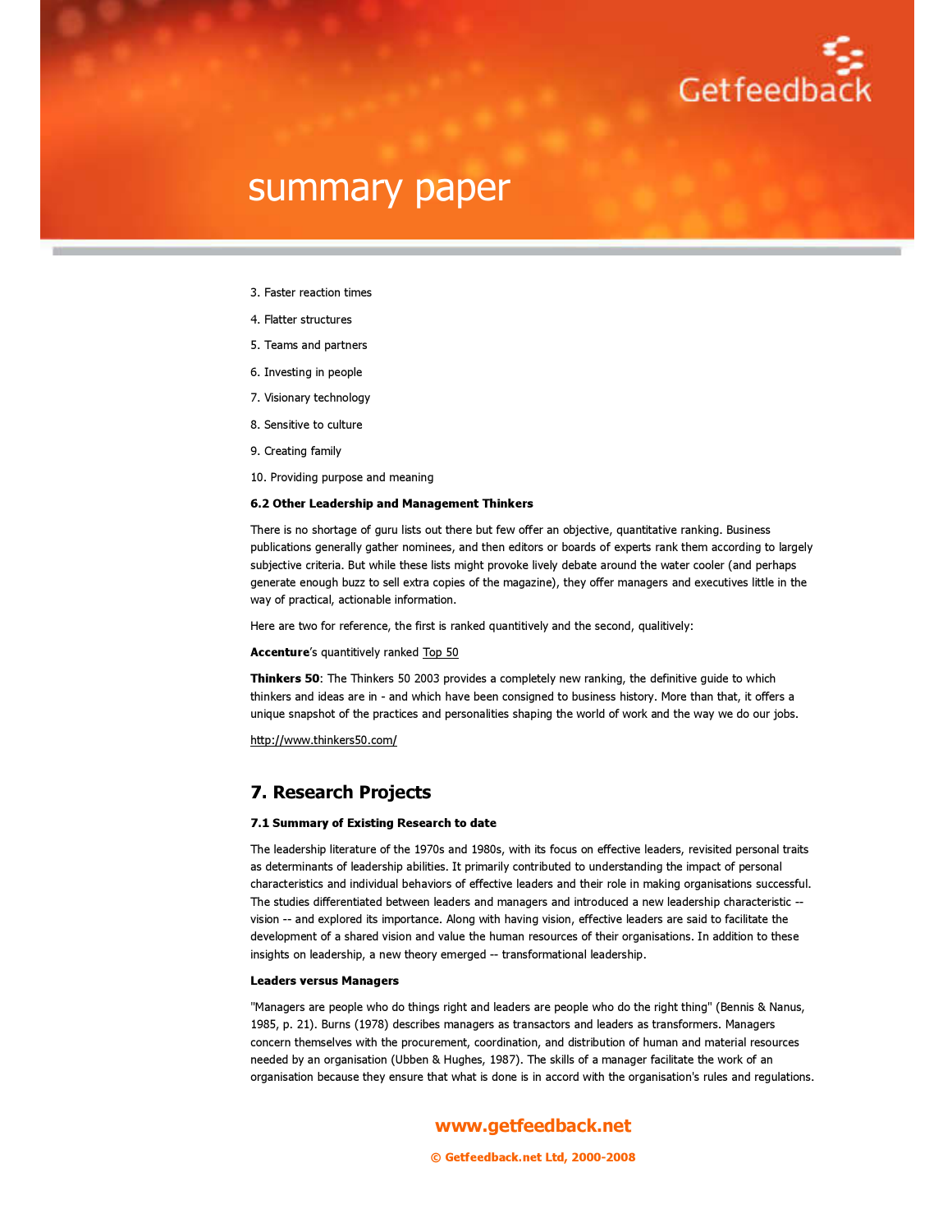3. Faster reaction times

4. Flatter structures

5. Teams and partners

6. Investing in people

7. Visionary technology

8. Sensitive to culture

9. Creating family

10. Providing purpose and meaning

**6.2 Other Leadership and Management Thinkers**

There is no shortage of guru lists out there but few offer an objective, quantitative ranking. Business publications generally gather nominees, and then editors or boards of experts rank them according to largely subjective criteria. But while these lists might provoke lively debate around the water cooler (and perhaps generate enough buzz to sell extra copies of the magazine), they offer managers and executives little in the way of practical, actionable information.

Here are two for reference, the first is ranked quantitively and the second, qualitively:

**Accenture**'s quantitively ranked Top 50

**Thinkers 50**: The Thinkers 50 2003 provides a completely new ranking, the definitive guide to which thinkers and ideas are in - and which have been consigned to business history. More than that, it offers a unique snapshot of the practices and personalities shaping the world of work and the way we do our jobs.

http://www.thinkers50.com/

## 7. Research Projects

**7.1 Summary of Existing Research to date**

The leadership literature of the 1970s and 1980s, with its focus on effective leaders, revisited personal traits as determinants of leadership abilities. It primarily contributed to understanding the impact of personal characteristics and individual behaviors of effective leaders and their role in making organisations successful. The studies differentiated between leaders and managers and introduced a new leadership characteristic -- vision -- and explored its importance. Along with having vision, effective leaders are said to facilitate the development of a shared vision and value the human resources of their organisations. In addition to these insights on leadership, a new theory emerged -- transformational leadership.

**Leaders versus Managers**

"Managers are people who do things right and leaders are people who do the right thing" (Bennis & Nanus, 1985, p. 21). Burns (1978) describes managers as transactors and leaders as transformers. Managers concern themselves with the procurement, coordination, and distribution of human and material resources needed by an organisation (Ubben & Hughes, 1987). The skills of a manager facilitate the work of an organisation because they ensure that what is done is in accord with the organisation's rules and regulations.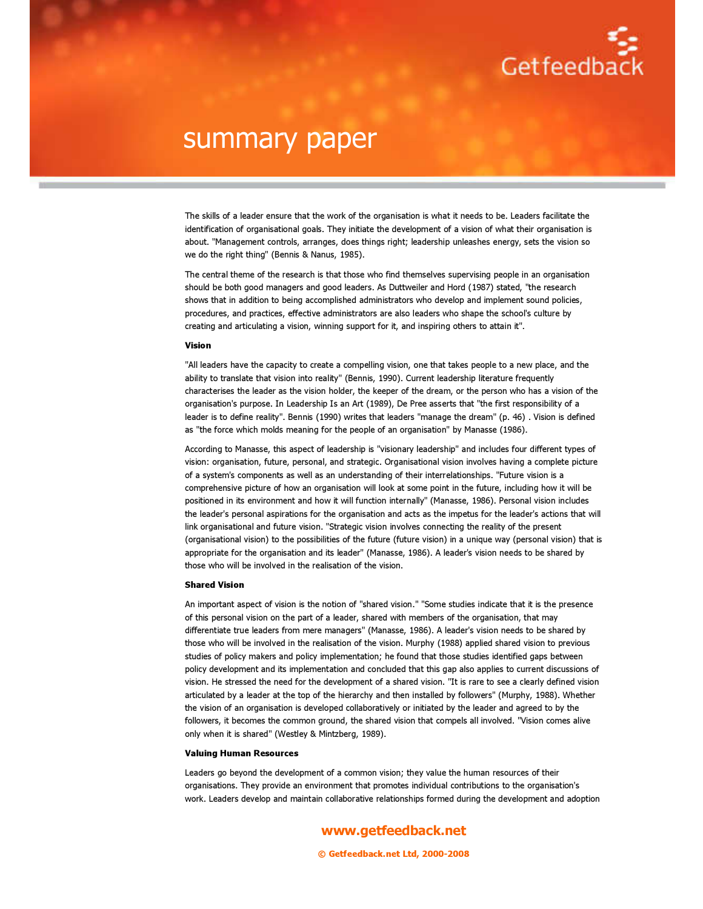The skills of a leader ensure that the work of the organisation is what it needs to be. Leaders facilitate the identification of organisational goals. They initiate the development of a vision of what their organisation is about. "Management controls, arranges, does things right; leadership unleashes energy, sets the vision so we do the right thing" (Bennis & Nanus, 1985).

The central theme of the research is that those who find themselves supervising people in an organisation should be both good managers and good leaders. As Duttweiler and Hord (1987) stated, "the research shows that in addition to being accomplished administrators who develop and implement sound policies, procedures, and practices, effective administrators are also leaders who shape the school's culture by creating and articulating a vision, winning support for it, and inspiring others to attain it".

**Vision**

"All leaders have the capacity to create a compelling vision, one that takes people to a new place, and the ability to translate that vision into reality" (Bennis, 1990). Current leadership literature frequently characterises the leader as the vision holder, the keeper of the dream, or the person who has a vision of the organisation's purpose. In Leadership Is an Art (1989), De Pree asserts that "the first responsibility of a leader is to define reality". Bennis (1990) writes that leaders "manage the dream" (p. 46) . Vision is defined as "the force which molds meaning for the people of an organisation" by Manasse (1986).

According to Manasse, this aspect of leadership is "visionary leadership" and includes four different types of vision: organisation, future, personal, and strategic. Organisational vision involves having a complete picture of a system's components as well as an understanding of their interrelationships. "Future vision is a comprehensive picture of how an organisation will look at some point in the future, including how it will be positioned in its environment and how it will function internally" (Manasse, 1986). Personal vision includes the leader's personal aspirations for the organisation and acts as the impetus for the leader's actions that will link organisational and future vision. "Strategic vision involves connecting the reality of the present (organisational vision) to the possibilities of the future (future vision) in a unique way (personal vision) that is appropriate for the organisation and its leader" (Manasse, 1986). A leader's vision needs to be shared by those who will be involved in the realisation of the vision.

**Shared Vision**

An important aspect of vision is the notion of "shared vision." "Some studies indicate that it is the presence of this personal vision on the part of a leader, shared with members of the organisation, that may differentiate true leaders from mere managers" (Manasse, 1986). A leader's vision needs to be shared by those who will be involved in the realisation of the vision. Murphy (1988) applied shared vision to previous studies of policy makers and policy implementation; he found that those studies identified gaps between policy development and its implementation and concluded that this gap also applies to current discussions of vision. He stressed the need for the development of a shared vision. "It is rare to see a clearly defined vision articulated by a leader at the top of the hierarchy and then installed by followers" (Murphy, 1988). Whether the vision of an organisation is developed collaboratively or initiated by the leader and agreed to by the followers, it becomes the common ground, the shared vision that compels all involved. "Vision comes alive only when it is shared" (Westley & Mintzberg, 1989).

**Valuing Human Resources**

Leaders go beyond the development of a common vision; they value the human resources of their organisations. They provide an environment that promotes individual contributions to the organisation's work. Leaders develop and maintain collaborative relationships formed during the development and adoption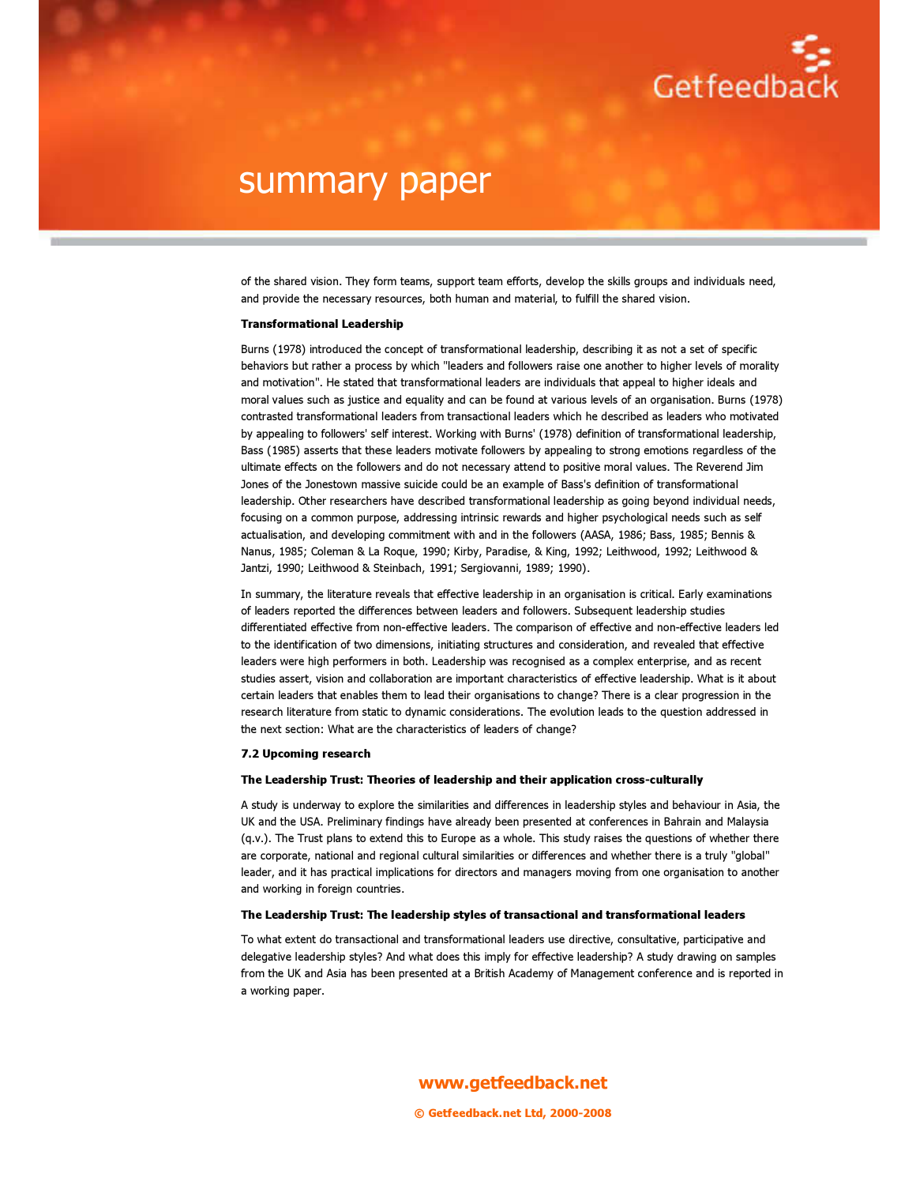of the shared vision. They form teams, support team efforts, develop the skills groups and individuals need, and provide the necessary resources, both human and material, to fulfill the shared vision.

**Transformational Leadership**

Burns (1978) introduced the concept of transformational leadership, describing it as not a set of specific behaviors but rather a process by which "leaders and followers raise one another to higher levels of morality and motivation". He stated that transformational leaders are individuals that appeal to higher ideals and moral values such as justice and equality and can be found at various levels of an organisation. Burns (1978) contrasted transformational leaders from transactional leaders which he described as leaders who motivated by appealing to followers' self interest. Working with Burns' (1978) definition of transformational leadership, Bass (1985) asserts that these leaders motivate followers by appealing to strong emotions regardless of the ultimate effects on the followers and do not necessary attend to positive moral values. The Reverend Jim Jones of the Jonestown massive suicide could be an example of Bass's definition of transformational leadership. Other researchers have described transformational leadership as going beyond individual needs, focusing on a common purpose, addressing intrinsic rewards and higher psychological needs such as self actualisation, and developing commitment with and in the followers (AASA, 1986; Bass, 1985; Bennis & Nanus, 1985; Coleman & La Roque, 1990; Kirby, Paradise, & King, 1992; Leithwood, 1992; Leithwood & Jantzi, 1990; Leithwood & Steinbach, 1991; Sergiovanni, 1989; 1990).

In summary, the literature reveals that effective leadership in an organisation is critical. Early examinations of leaders reported the differences between leaders and followers. Subsequent leadership studies differentiated effective from non-effective leaders. The comparison of effective and non-effective leaders led to the identification of two dimensions, initiating structures and consideration, and revealed that effective leaders were high performers in both. Leadership was recognised as a complex enterprise, and as recent studies assert, vision and collaboration are important characteristics of effective leadership. What is it about certain leaders that enables them to lead their organisations to change? There is a clear progression in the research literature from static to dynamic considerations. The evolution leads to the question addressed in the next section: What are the characteristics of leaders of change?

## 7.2 Upcoming research

**The Leadership Trust: Theories of leadership and their application cross-culturally**

A study is underway to explore the similarities and differences in leadership styles and behaviour in Asia, the UK and the USA. Preliminary findings have already been presented at conferences in Bahrain and Malaysia (q.v.). The Trust plans to extend this to Europe as a whole. This study raises the questions of whether there are corporate, national and regional cultural similarities or differences and whether there is a truly "global" leader, and it has practical implications for directors and managers moving from one organisation to another and working in foreign countries.

**The Leadership Trust: The leadership styles of transactional and transformational leaders**

To what extent do transactional and transformational leaders use directive, consultative, participative and delegative leadership styles? And what does this imply for effective leadership? A study drawing on samples from the UK and Asia has been presented at a British Academy of Management conference and is reported in a working paper.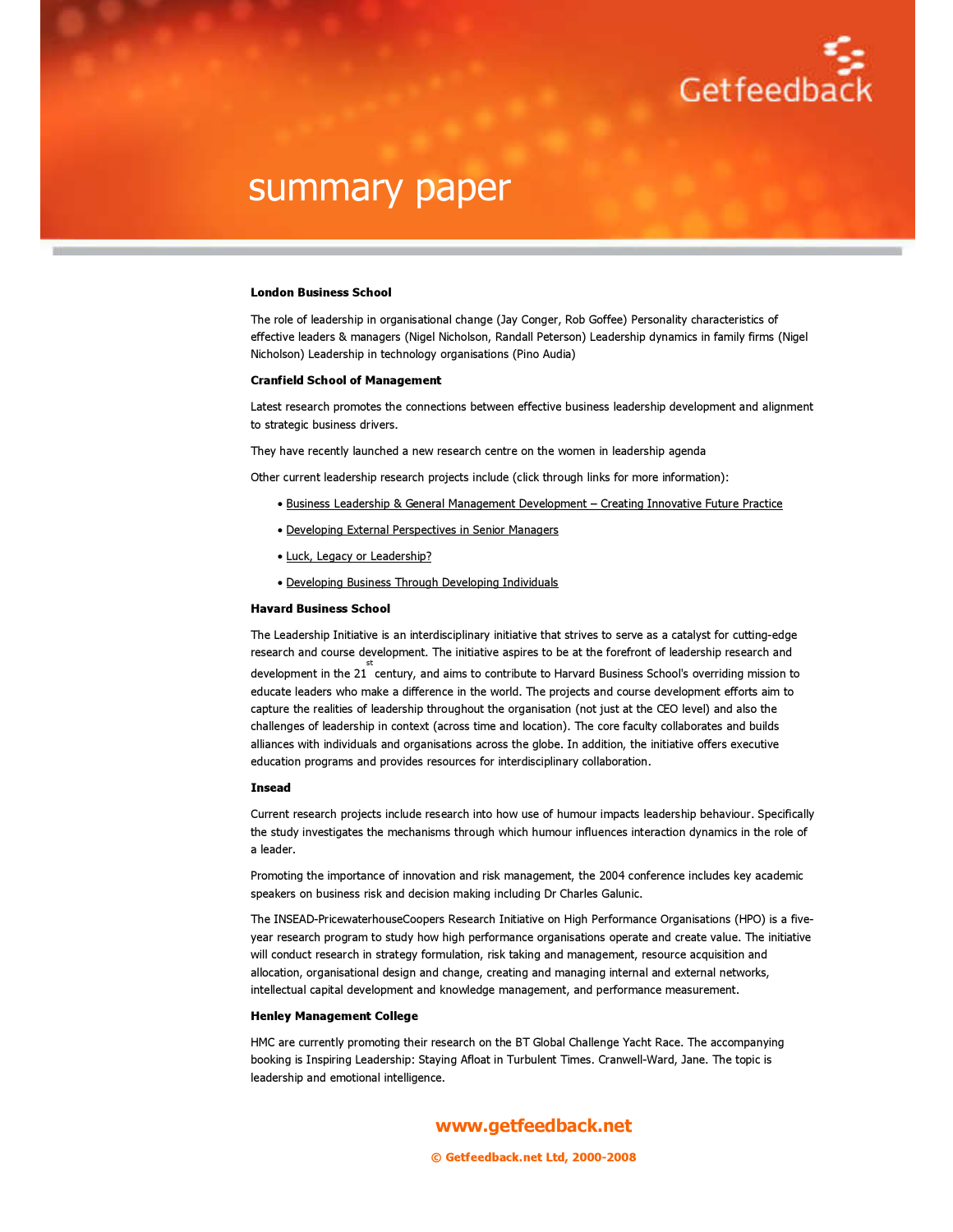**London Business School**

The role of leadership in organisational change (Jay Conger, Rob Goffee) Personality characteristics of effective leaders & managers (Nigel Nicholson, Randall Peterson) Leadership dynamics in family firms (Nigel Nicholson) Leadership in technology organisations (Pino Audia)

**Cranfield School of Management**

Latest research promotes the connections between effective business leadership development and alignment to strategic business drivers.

They have recently launched a new research centre on the women in leadership agenda

Other current leadership research projects include (click through links for more information):

- Business Leadership & General Management Development – Creating Innovative Future Practice
- Developing External Perspectives in Senior Managers
- Luck, Legacy or Leadership?
- Developing Business Through Developing Individuals

**Havard Business School**

The Leadership Initiative is an interdisciplinary initiative that strives to serve as a catalyst for cutting-edge research and course development. The initiative aspires to be at the forefront of leadership research and development in the 21st century, and aims to contribute to Harvard Business School's overriding mission to educate leaders who make a difference in the world. The projects and course development efforts aim to capture the realities of leadership throughout the organisation (not just at the CEO level) and also the challenges of leadership in context (across time and location). The core faculty collaborates and builds alliances with individuals and organisations across the globe. In addition, the initiative offers executive education programs and provides resources for interdisciplinary collaboration.

**Insead**

Current research projects include research into how use of humour impacts leadership behaviour. Specifically the study investigates the mechanisms through which humour influences interaction dynamics in the role of a leader.

Promoting the importance of innovation and risk management, the 2004 conference includes key academic speakers on business risk and decision making including Dr Charles Galunic.

The INSEAD-PricewaterhouseCoopers Research Initiative on High Performance Organisations (HPO) is a five-year research program to study how high performance organisations operate and create value. The initiative will conduct research in strategy formulation, risk taking and management, resource acquisition and allocation, organisational design and change, creating and managing internal and external networks, intellectual capital development and knowledge management, and performance measurement.

**Henley Management College**

HMC are currently promoting their research on the BT Global Challenge Yacht Race. The accompanying booking is Inspiring Leadership: Staying Afloat in Turbulent Times. Cranwell-Ward, Jane. The topic is leadership and emotional intelligence.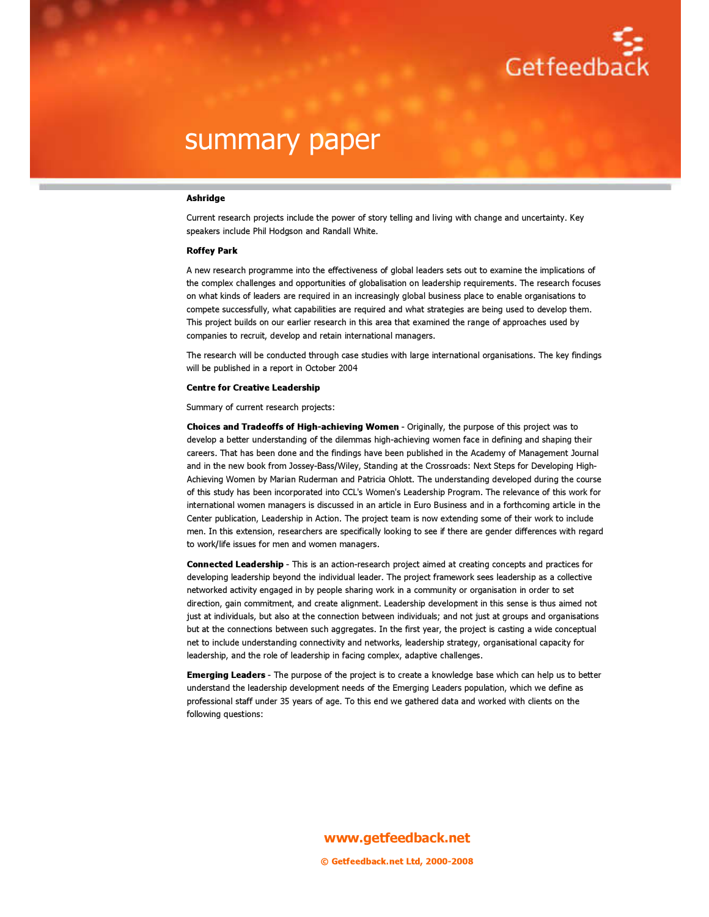**Ashridge**

Current research projects include the power of story telling and living with change and uncertainty. Key speakers include Phil Hodgson and Randall White.

**Roffey Park**

A new research programme into the effectiveness of global leaders sets out to examine the implications of the complex challenges and opportunities of globalisation on leadership requirements. The research focuses on what kinds of leaders are required in an increasingly global business place to enable organisations to compete successfully, what capabilities are required and what strategies are being used to develop them. This project builds on our earlier research in this area that examined the range of approaches used by companies to recruit, develop and retain international managers.

The research will be conducted through case studies with large international organisations. The key findings will be published in a report in October 2004

**Centre for Creative Leadership**

Summary of current research projects:

**Choices and Tradeoffs of High-achieving Women** - Originally, the purpose of this project was to develop a better understanding of the dilemmas high-achieving women face in defining and shaping their careers. That has been done and the findings have been published in the Academy of Management Journal and in the new book from Jossey-Bass/Wiley, Standing at the Crossroads: Next Steps for Developing High-Achieving Women by Marian Ruderman and Patricia Ohlott. The understanding developed during the course of this study has been incorporated into CCL's Women's Leadership Program. The relevance of this work for international women managers is discussed in an article in Euro Business and in a forthcoming article in the Center publication, Leadership in Action. The project team is now extending some of their work to include men. In this extension, researchers are specifically looking to see if there are gender differences with regard to work/life issues for men and women managers.

**Connected Leadership** - This is an action-research project aimed at creating concepts and practices for developing leadership beyond the individual leader. The project framework sees leadership as a collective networked activity engaged in by people sharing work in a community or organisation in order to set direction, gain commitment, and create alignment. Leadership development in this sense is thus aimed not just at individuals, but also at the connection between individuals; and not just at groups and organisations but at the connections between such aggregates. In the first year, the project is casting a wide conceptual net to include understanding connectivity and networks, leadership strategy, organisational capacity for leadership, and the role of leadership in facing complex, adaptive challenges.

**Emerging Leaders** - The purpose of the project is to create a knowledge base which can help us to better understand the leadership development needs of the Emerging Leaders population, which we define as professional staff under 35 years of age. To this end we gathered data and worked with clients on the following questions: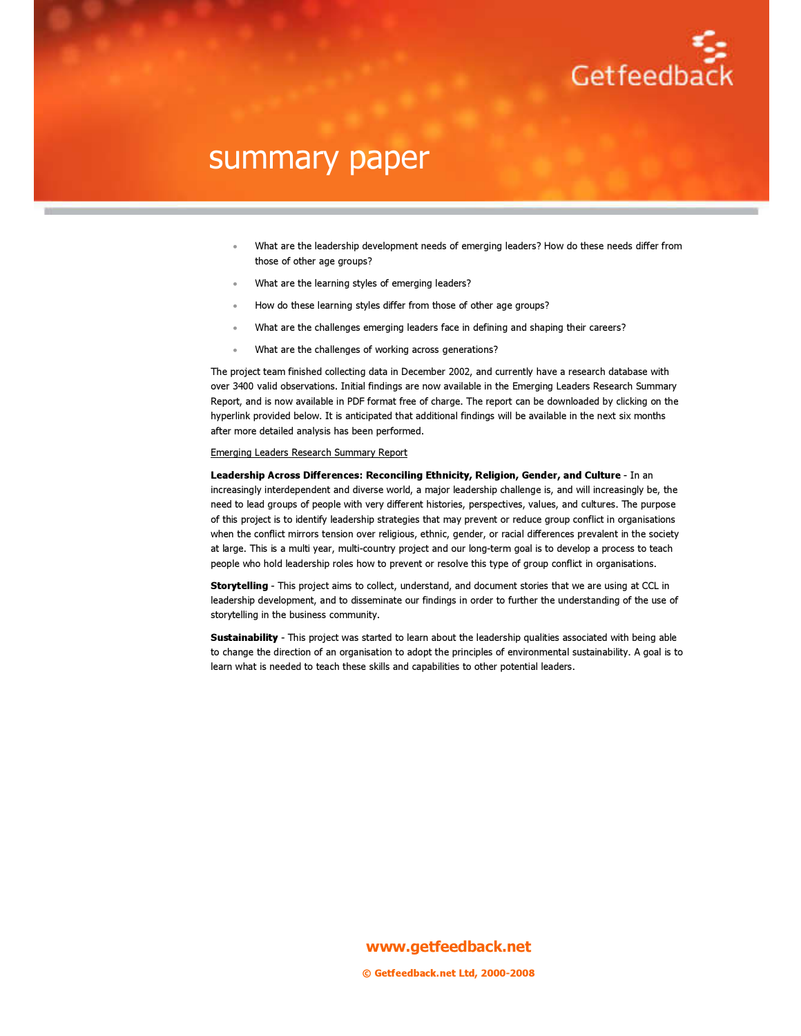- What are the leadership development needs of emerging leaders? How do these needs differ from those of other age groups?
- What are the learning styles of emerging leaders?
- How do these learning styles differ from those of other age groups?
- What are the challenges emerging leaders face in defining and shaping their careers?
- What are the challenges of working across generations?

The project team finished collecting data in December 2002, and currently have a research database with over 3400 valid observations. Initial findings are now available in the Emerging Leaders Research Summary Report, and is now available in PDF format free of charge. The report can be downloaded by clicking on the hyperlink provided below. It is anticipated that additional findings will be available in the next six months after more detailed analysis has been performed.

Emerging Leaders Research Summary Report

**Leadership Across Differences: Reconciling Ethnicity, Religion, Gender, and Culture** - In an increasingly interdependent and diverse world, a major leadership challenge is, and will increasingly be, the need to lead groups of people with very different histories, perspectives, values, and cultures. The purpose of this project is to identify leadership strategies that may prevent or reduce group conflict in organisations when the conflict mirrors tension over religious, ethnic, gender, or racial differences prevalent in the society at large. This is a multi year, multi-country project and our long-term goal is to develop a process to teach people who hold leadership roles how to prevent or resolve this type of group conflict in organisations.

**Storytelling** - This project aims to collect, understand, and document stories that we are using at CCL in leadership development, and to disseminate our findings in order to further the understanding of the use of storytelling in the business community.

**Sustainability** - This project was started to learn about the leadership qualities associated with being able to change the direction of an organisation to adopt the principles of environmental sustainability. A goal is to learn what is needed to teach these skills and capabilities to other potential leaders.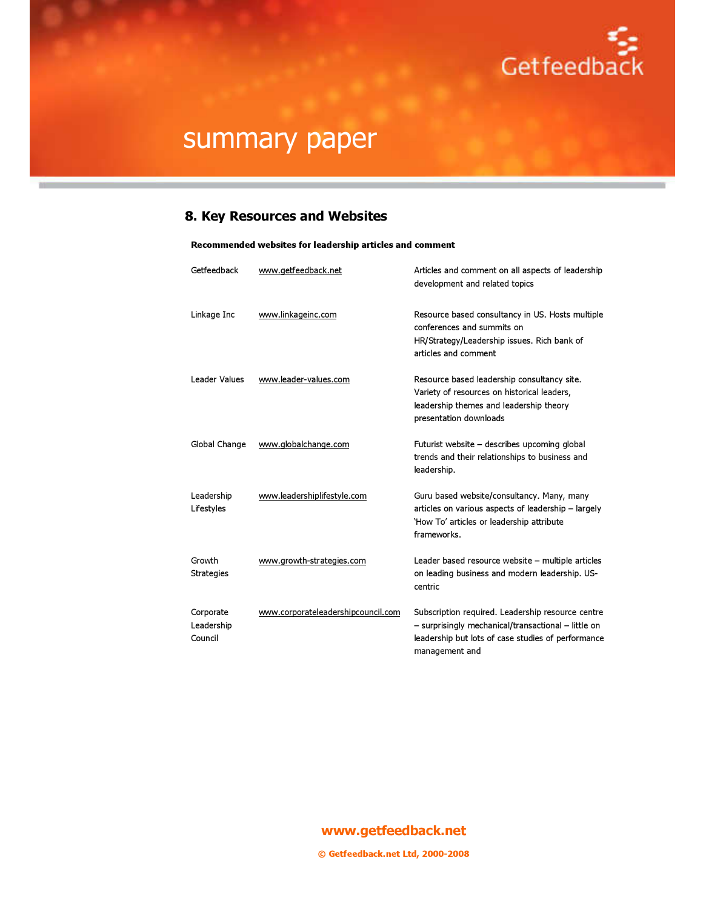## 8. Key Resources and Websites

**Recommended websites for leadership articles and comment**

| | | |
|---|---|---|
| Getfeedback | www.getfeedback.net | Articles and comment on all aspects of leadership development and related topics |
| Linkage Inc | www.linkageinc.com | Resource based consultancy in US. Hosts multiple conferences and summits on HR/Strategy/Leadership issues. Rich bank of articles and comment |
| Leader Values | www.leader-values.com | Resource based leadership consultancy site. Variety of resources on historical leaders, leadership themes and leadership theory presentation downloads |
| Global Change | www.globalchange.com | Futurist website – describes upcoming global trends and their relationships to business and leadership. |
| Leadership Lifestyles | www.leadershiplifestyle.com | Guru based website/consultancy. Many, many articles on various aspects of leadership – largely 'How To' articles or leadership attribute frameworks. |
| Growth Strategies | www.growth-strategies.com | Leader based resource website – multiple articles on leading business and modern leadership. US-centric |
| Corporate Leadership Council | www.corporateleadershipcouncil.com | Subscription required. Leadership resource centre – surprisingly mechanical/transactional – little on leadership but lots of case studies of performance management and |

**www.getfeedback.net**

**© Getfeedback.net Ltd, 2000-2008**